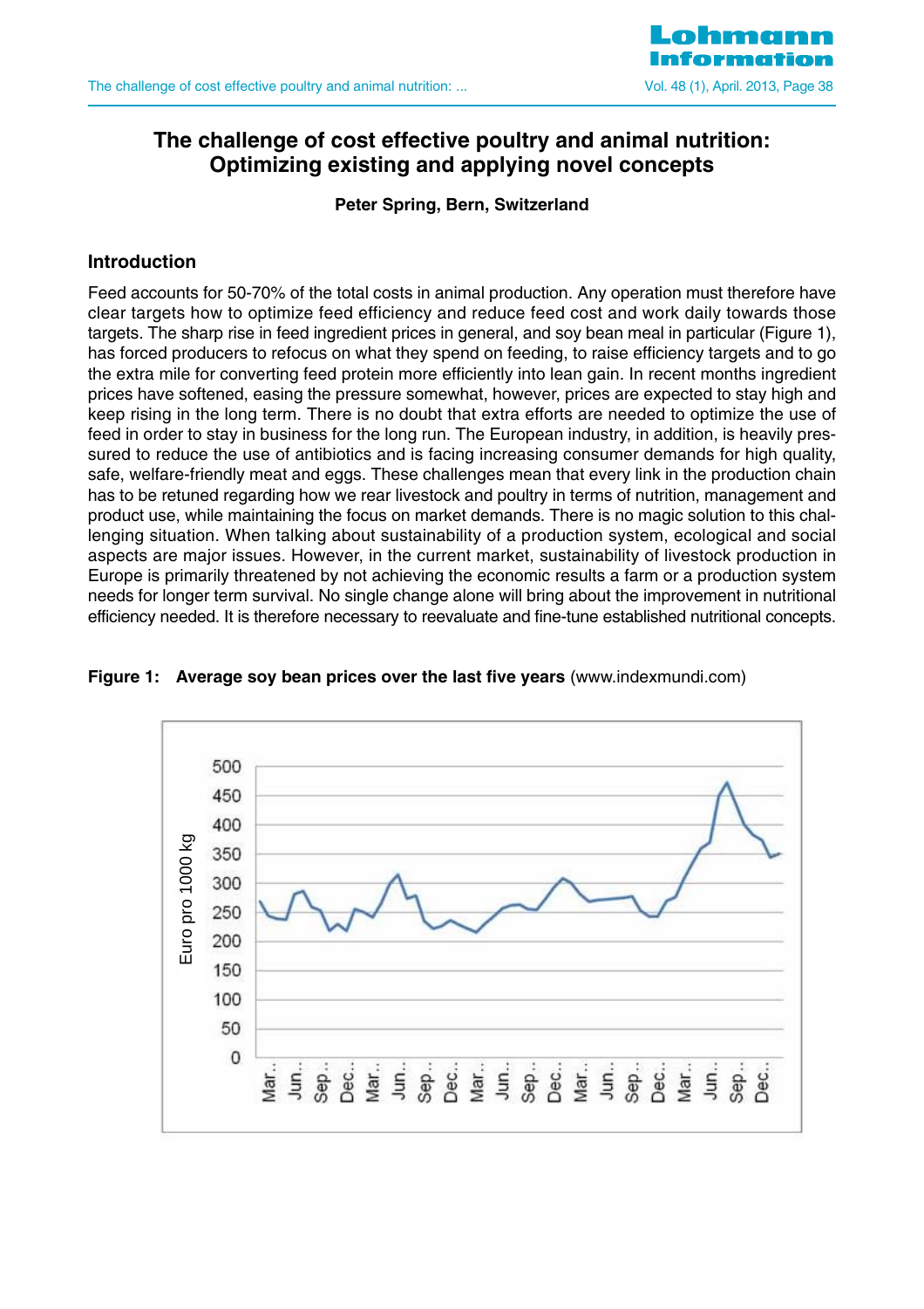# The challenge of cost effective poultry and animal nutrition: Optimizing existing and applying novel concepts

**Peter Spring, Bern, Switzerland**

## Introduction

Feed accounts for 50-70% of the total costs in animal production. Any operation must therefore have clear targets how to optimize feed efficiency and reduce feed cost and work daily towards those targets. The sharp rise in feed ingredient prices in general, and soy bean meal in particular (Figure 1), has forced producers to refocus on what they spend on feeding, to raise efficiency targets and to go the extra mile for converting feed protein more efficiently into lean gain. In recent months ingredient prices have softened, easing the pressure somewhat, however, prices are expected to stay high and keep rising in the long term. There is no doubt that extra efforts are needed to optimize the use of feed in order to stay in business for the long run. The European industry, in addition, is heavily pressured to reduce the use of antibiotics and is facing increasing consumer demands for high quality, safe, welfare-friendly meat and eggs. These challenges mean that every link in the production chain has to be retuned regarding how we rear livestock and poultry in terms of nutrition, management and product use, while maintaining the focus on market demands. There is no magic solution to this challenging situation. When talking about sustainability of a production system, ecological and social aspects are major issues. However, in the current market, sustainability of livestock production in Europe is primarily threatened by not achieving the economic results a farm or a production system needs for longer term survival. No single change alone will bring about the improvement in nutritional efficiency needed. It is therefore necessary to reevaluate and fine-tune established nutritional concepts.

**Figure 1: Average soy bean prices over the last five years** (www.indexmundi.com)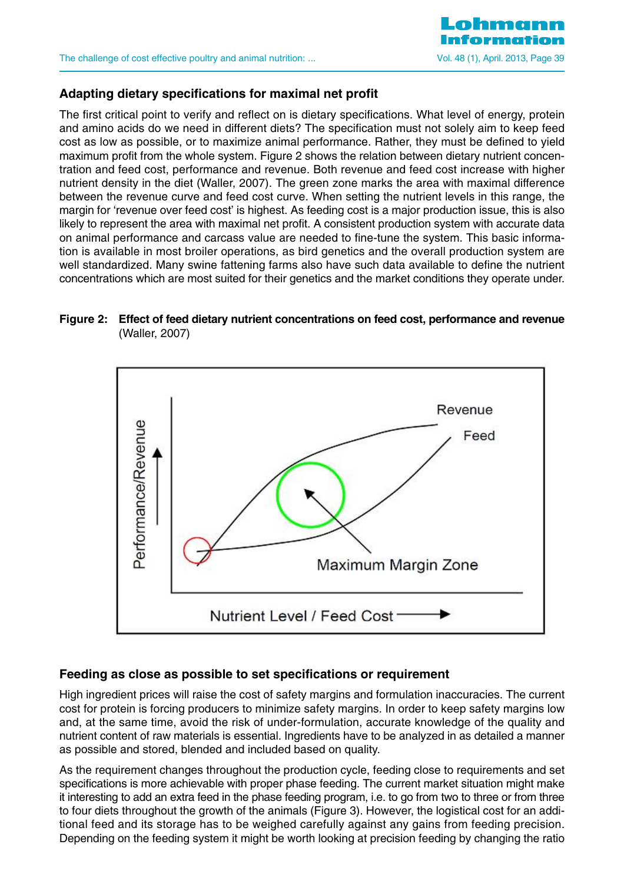## Adapting dietary specifications for maximal net profit

The first critical point to verify and reflect on is dietary specifications. What level of energy, protein and amino acids do we need in different diets? The specification must not solely aim to keep feed cost as low as possible, or to maximize animal performance. Rather, they must be defined to yield maximum profit from the whole system. Figure 2 shows the relation between dietary nutrient concentration and feed cost, performance and revenue. Both revenue and feed cost increase with higher nutrient density in the diet (Waller, 2007). The green zone marks the area with maximal difference between the revenue curve and feed cost curve. When setting the nutrient levels in this range, the margin for 'revenue over feed cost' is highest. As feeding cost is a major production issue, this is also likely to represent the area with maximal net profit. A consistent production system with accurate data on animal performance and carcass value are needed to fine-tune the system. This basic information is available in most broiler operations, as bird genetics and the overall production system are well standardized. Many swine fattening farms also have such data available to define the nutrient concentrations which are most suited for their genetics and the market conditions they operate under.

**Figure 2: Effect of feed dietary nutrient concentrations on feed cost, performance and revenue** (Waller, 2007)

## Feeding as close as possible to set specifications or requirement

High ingredient prices will raise the cost of safety margins and formulation inaccuracies. The current cost for protein is forcing producers to minimize safety margins. In order to keep safety margins low and, at the same time, avoid the risk of under-formulation, accurate knowledge of the quality and nutrient content of raw materials is essential. Ingredients have to be analyzed in as detailed a manner as possible and stored, blended and included based on quality.

As the requirement changes throughout the production cycle, feeding close to requirements and set specifications is more achievable with proper phase feeding. The current market situation might make it interesting to add an extra feed in the phase feeding program, i.e. to go from two to three or from three to four diets throughout the growth of the animals (Figure 3). However, the logistical cost for an additional feed and its storage has to be weighed carefully against any gains from feeding precision. Depending on the feeding system it might be worth looking at precision feeding by changing the ratio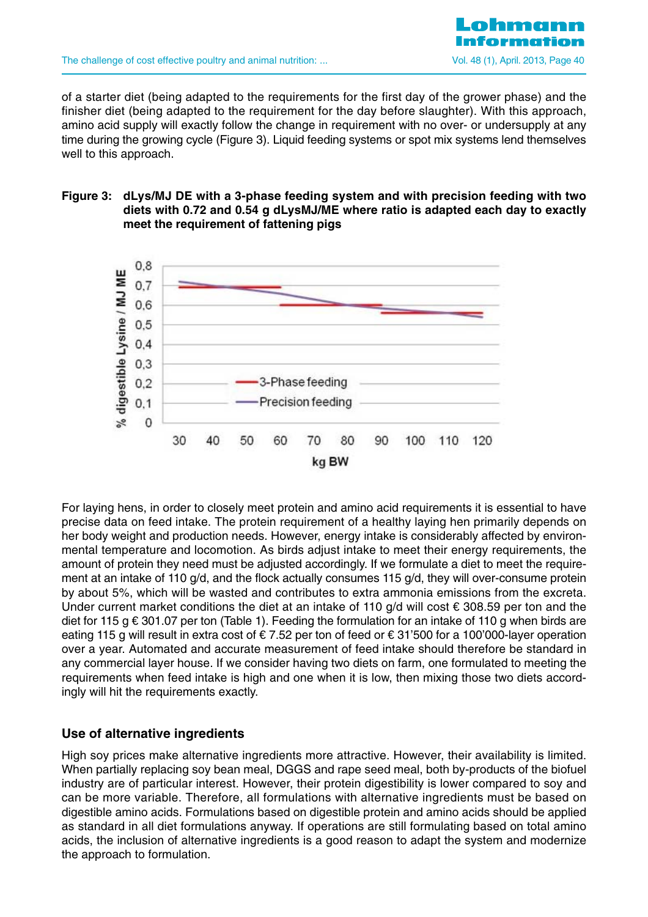of a starter diet (being adapted to the requirements for the first day of the grower phase) and the finisher diet (being adapted to the requirement for the day before slaughter). With this approach, amino acid supply will exactly follow the change in requirement with no over- or undersupply at any time during the growing cycle (Figure 3). Liquid feeding systems or spot mix systems lend themselves well to this approach.

**Figure 3: dLys/MJ DE with a 3-phase feeding system and with precision feeding with two diets with 0.72 and 0.54 g dLysMJ/ME where ratio is adapted each day to exactly meet the requirement of fattening pigs**

For laying hens, in order to closely meet protein and amino acid requirements it is essential to have precise data on feed intake. The protein requirement of a healthy laying hen primarily depends on her body weight and production needs. However, energy intake is considerably affected by environmental temperature and locomotion. As birds adjust intake to meet their energy requirements, the amount of protein they need must be adjusted accordingly. If we formulate a diet to meet the requirement at an intake of 110 g/d, and the flock actually consumes 115 g/d, they will over-consume protein by about 5%, which will be wasted and contributes to extra ammonia emissions from the excreta. Under current market conditions the diet at an intake of 110 g/d will cost € 308.59 per ton and the diet for 115 g € 301.07 per ton (Table 1). Feeding the formulation for an intake of 110 g when birds are eating 115 g will result in extra cost of € 7.52 per ton of feed or € 31'500 for a 100'000-layer operation over a year. Automated and accurate measurement of feed intake should therefore be standard in any commercial layer house. If we consider having two diets on farm, one formulated to meeting the requirements when feed intake is high and one when it is low, then mixing those two diets accordingly will hit the requirements exactly.

## Use of alternative ingredients

High soy prices make alternative ingredients more attractive. However, their availability is limited. When partially replacing soy bean meal, DGGS and rape seed meal, both by-products of the biofuel industry are of particular interest. However, their protein digestibility is lower compared to soy and can be more variable. Therefore, all formulations with alternative ingredients must be based on digestible amino acids. Formulations based on digestible protein and amino acids should be applied as standard in all diet formulations anyway. If operations are still formulating based on total amino acids, the inclusion of alternative ingredients is a good reason to adapt the system and modernize the approach to formulation.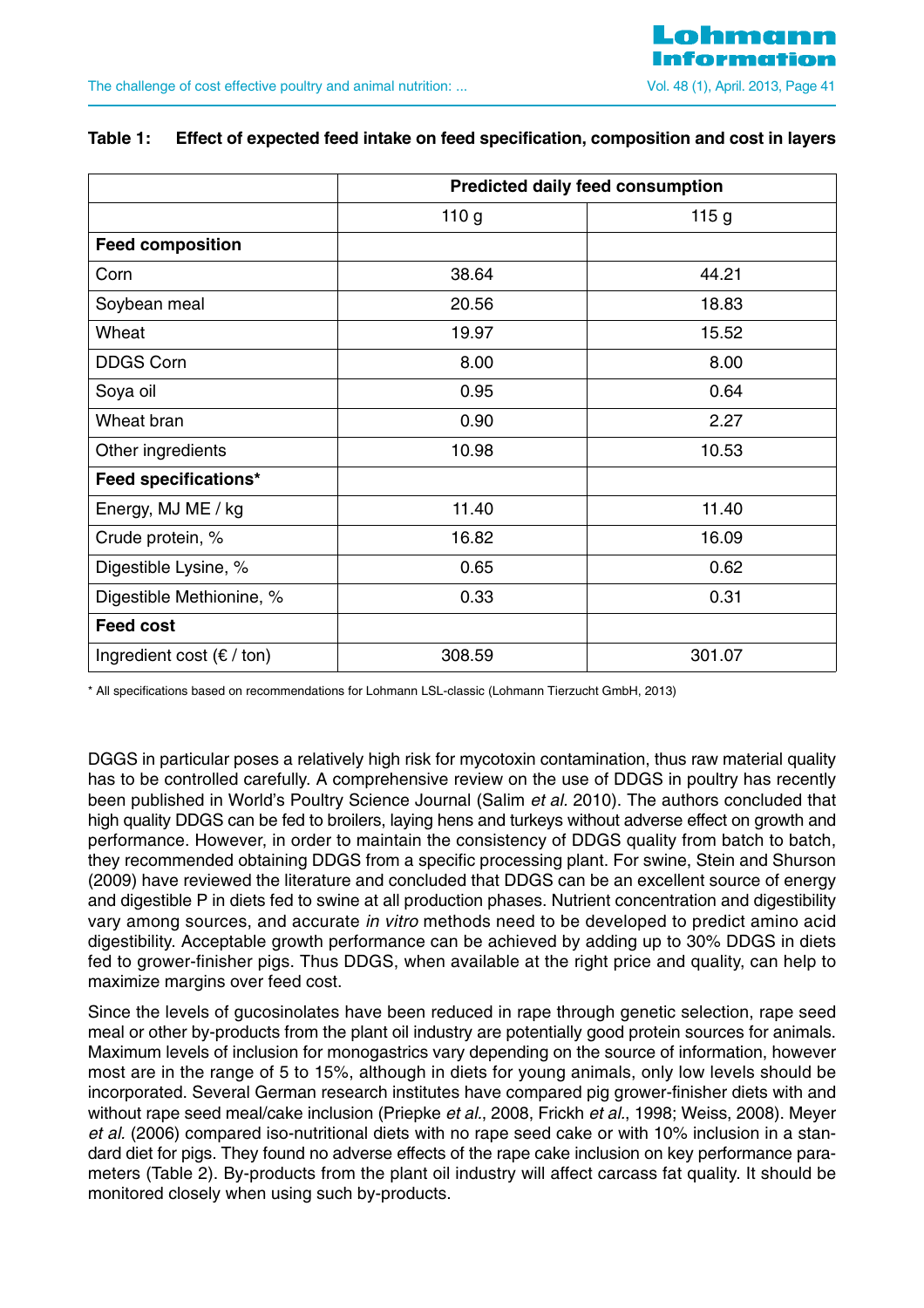**Table 1: Effect of expected feed intake on feed specification, composition and cost in layers**

| | Predicted daily feed consumption | |
|---|---|---|
| | 110 g | 115 g |
| **Feed composition** | | |
| Corn | 38.64 | 44.21 |
| Soybean meal | 20.56 | 18.83 |
| Wheat | 19.97 | 15.52 |
| DDGS Corn | 8.00 | 8.00 |
| Soya oil | 0.95 | 0.64 |
| Wheat bran | 0.90 | 2.27 |
| Other ingredients | 10.98 | 10.53 |
| **Feed specifications*** | | |
| Energy, MJ ME / kg | 11.40 | 11.40 |
| Crude protein, % | 16.82 | 16.09 |
| Digestible Lysine, % | 0.65 | 0.62 |
| Digestible Methionine, % | 0.33 | 0.31 |
| **Feed cost** | | |
| Ingredient cost (€ / ton) | 308.59 | 301.07 |

* All specifications based on recommendations for Lohmann LSL-classic (Lohmann Tierzucht GmbH, 2013)

DGGS in particular poses a relatively high risk for mycotoxin contamination, thus raw material quality has to be controlled carefully. A comprehensive review on the use of DDGS in poultry has recently been published in World's Poultry Science Journal (Salim *et al*. 2010). The authors concluded that high quality DDGS can be fed to broilers, laying hens and turkeys without adverse effect on growth and performance. However, in order to maintain the consistency of DDGS quality from batch to batch, they recommended obtaining DDGS from a specific processing plant. For swine, Stein and Shurson (2009) have reviewed the literature and concluded that DDGS can be an excellent source of energy and digestible P in diets fed to swine at all production phases. Nutrient concentration and digestibility vary among sources, and accurate *in vitro* methods need to be developed to predict amino acid digestibility. Acceptable growth performance can be achieved by adding up to 30% DDGS in diets fed to grower-finisher pigs. Thus DDGS, when available at the right price and quality, can help to maximize margins over feed cost.

Since the levels of gucosinolates have been reduced in rape through genetic selection, rape seed meal or other by-products from the plant oil industry are potentially good protein sources for animals. Maximum levels of inclusion for monogastrics vary depending on the source of information, however most are in the range of 5 to 15%, although in diets for young animals, only low levels should be incorporated. Several German research institutes have compared pig grower-finisher diets with and without rape seed meal/cake inclusion (Priepke *et al*., 2008, Frickh *et al*., 1998; Weiss, 2008). Meyer *et al.* (2006) compared iso-nutritional diets with no rape seed cake or with 10% inclusion in a standard diet for pigs. They found no adverse effects of the rape cake inclusion on key performance parameters (Table 2). By-products from the plant oil industry will affect carcass fat quality. It should be monitored closely when using such by-products.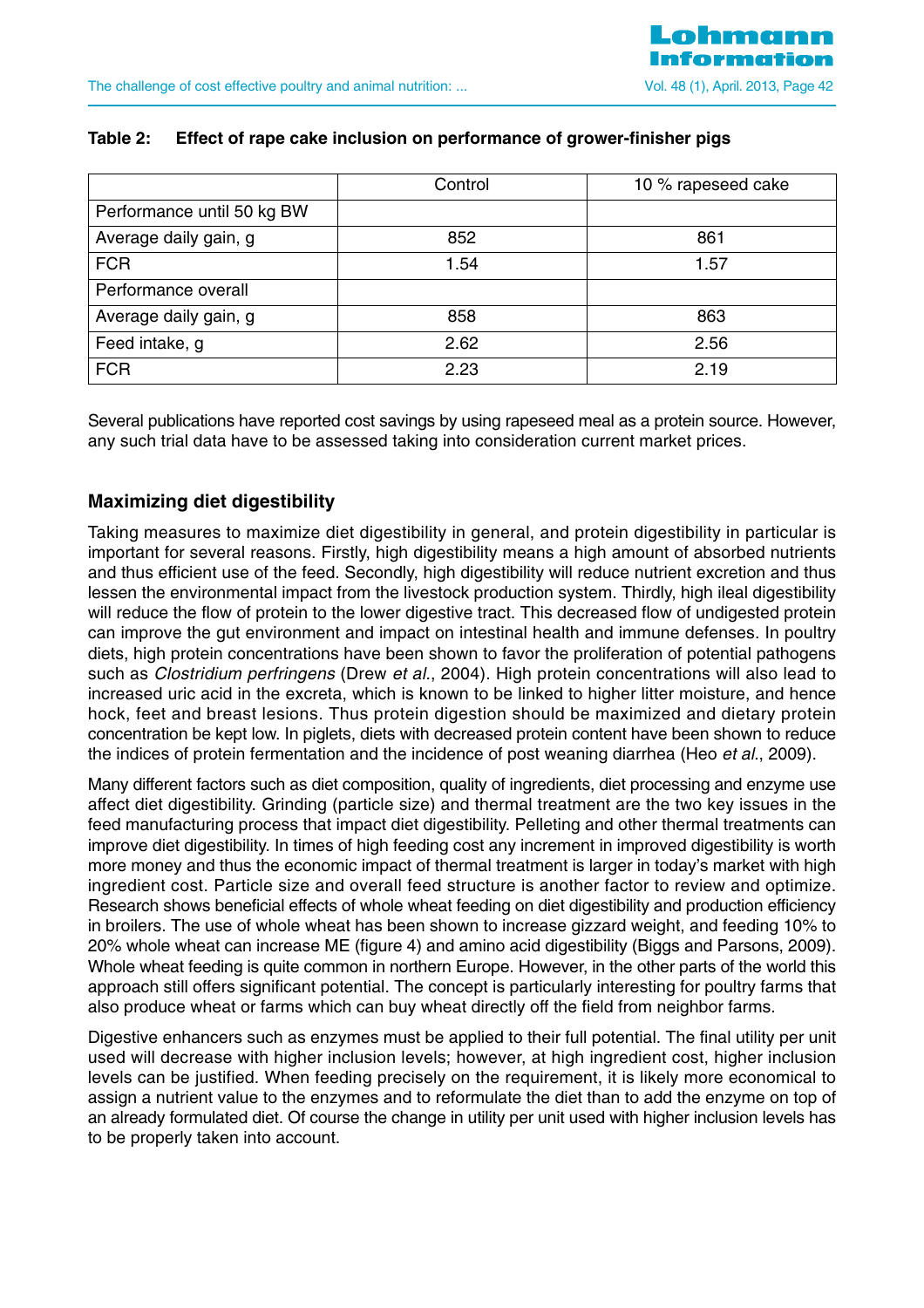**Table 2: Effect of rape cake inclusion on performance of grower-finisher pigs**

| | Control | 10 % rapeseed cake |
|---|---|---|
| Performance until 50 kg BW | | |
| Average daily gain, g | 852 | 861 |
| FCR | 1.54 | 1.57 |
| Performance overall | | |
| Average daily gain, g | 858 | 863 |
| Feed intake, g | 2.62 | 2.56 |
| FCR | 2.23 | 2.19 |

Several publications have reported cost savings by using rapeseed meal as a protein source. However, any such trial data have to be assessed taking into consideration current market prices.

## Maximizing diet digestibility

Taking measures to maximize diet digestibility in general, and protein digestibility in particular is important for several reasons. Firstly, high digestibility means a high amount of absorbed nutrients and thus efficient use of the feed. Secondly, high digestibility will reduce nutrient excretion and thus lessen the environmental impact from the livestock production system. Thirdly, high ileal digestibility will reduce the flow of protein to the lower digestive tract. This decreased flow of undigested protein can improve the gut environment and impact on intestinal health and immune defenses. In poultry diets, high protein concentrations have been shown to favor the proliferation of potential pathogens such as *Clostridium perfringens* (Drew *et al.*, 2004). High protein concentrations will also lead to increased uric acid in the excreta, which is known to be linked to higher litter moisture, and hence hock, feet and breast lesions. Thus protein digestion should be maximized and dietary protein concentration be kept low. In piglets, diets with decreased protein content have been shown to reduce the indices of protein fermentation and the incidence of post weaning diarrhea (Heo *et al.*, 2009).

Many different factors such as diet composition, quality of ingredients, diet processing and enzyme use affect diet digestibility. Grinding (particle size) and thermal treatment are the two key issues in the feed manufacturing process that impact diet digestibility. Pelleting and other thermal treatments can improve diet digestibility. In times of high feeding cost any increment in improved digestibility is worth more money and thus the economic impact of thermal treatment is larger in today's market with high ingredient cost. Particle size and overall feed structure is another factor to review and optimize. Research shows beneficial effects of whole wheat feeding on diet digestibility and production efficiency in broilers. The use of whole wheat has been shown to increase gizzard weight, and feeding 10% to 20% whole wheat can increase ME (figure 4) and amino acid digestibility (Biggs and Parsons, 2009). Whole wheat feeding is quite common in northern Europe. However, in the other parts of the world this approach still offers significant potential. The concept is particularly interesting for poultry farms that also produce wheat or farms which can buy wheat directly off the field from neighbor farms.

Digestive enhancers such as enzymes must be applied to their full potential. The final utility per unit used will decrease with higher inclusion levels; however, at high ingredient cost, higher inclusion levels can be justified. When feeding precisely on the requirement, it is likely more economical to assign a nutrient value to the enzymes and to reformulate the diet than to add the enzyme on top of an already formulated diet. Of course the change in utility per unit used with higher inclusion levels has to be properly taken into account.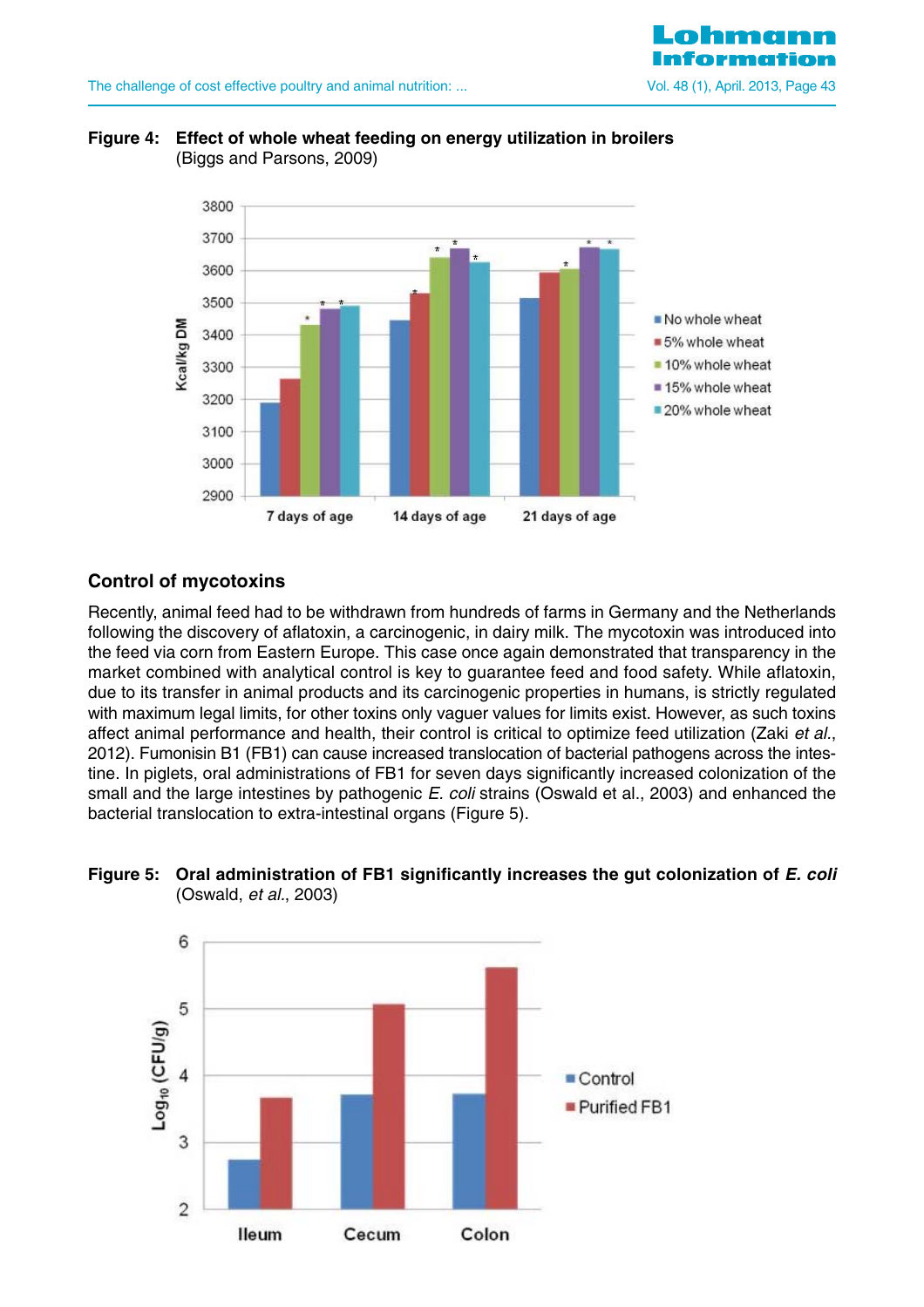**Figure 4: Effect of whole wheat feeding on energy utilization in broilers** (Biggs and Parsons, 2009)

## Control of mycotoxins

Recently, animal feed had to be withdrawn from hundreds of farms in Germany and the Netherlands following the discovery of aflatoxin, a carcinogenic, in dairy milk. The mycotoxin was introduced into the feed via corn from Eastern Europe. This case once again demonstrated that transparency in the market combined with analytical control is key to guarantee feed and food safety. While aflatoxin, due to its transfer in animal products and its carcinogenic properties in humans, is strictly regulated with maximum legal limits, for other toxins only vaguer values for limits exist. However, as such toxins affect animal performance and health, their control is critical to optimize feed utilization (Zaki *et al.*, 2012). Fumonisin B1 (FB1) can cause increased translocation of bacterial pathogens across the intestine. In piglets, oral administrations of FB1 for seven days significantly increased colonization of the small and the large intestines by pathogenic *E. coli* strains (Oswald et al., 2003) and enhanced the bacterial translocation to extra-intestinal organs (Figure 5).

**Figure 5: Oral administration of FB1 significantly increases the gut colonization of *E. coli*** (Oswald, *et al.*, 2003)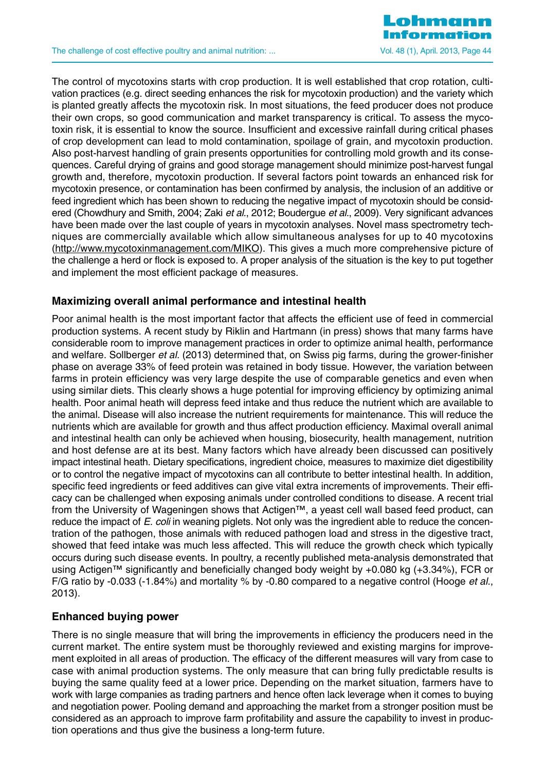The control of mycotoxins starts with crop production. It is well established that crop rotation, cultivation practices (e.g. direct seeding enhances the risk for mycotoxin production) and the variety which is planted greatly affects the mycotoxin risk. In most situations, the feed producer does not produce their own crops, so good communication and market transparency is critical. To assess the mycotoxin risk, it is essential to know the source. Insufficient and excessive rainfall during critical phases of crop development can lead to mold contamination, spoilage of grain, and mycotoxin production. Also post-harvest handling of grain presents opportunities for controlling mold growth and its consequences. Careful drying of grains and good storage management should minimize post-harvest fungal growth and, therefore, mycotoxin production. If several factors point towards an enhanced risk for mycotoxin presence, or contamination has been confirmed by analysis, the inclusion of an additive or feed ingredient which has been shown to reducing the negative impact of mycotoxin should be considered (Chowdhury and Smith, 2004; Zaki *et al.*, 2012; Boudergue *et al.*, 2009). Very significant advances have been made over the last couple of years in mycotoxin analyses. Novel mass spectrometry techniques are commercially available which allow simultaneous analyses for up to 40 mycotoxins (http://www.mycotoxinmanagement.com/MIKO). This gives a much more comprehensive picture of the challenge a herd or flock is exposed to. A proper analysis of the situation is the key to put together and implement the most efficient package of measures.

## Maximizing overall animal performance and intestinal health

Poor animal health is the most important factor that affects the efficient use of feed in commercial production systems. A recent study by Riklin and Hartmann (in press) shows that many farms have considerable room to improve management practices in order to optimize animal health, performance and welfare. Sollberger *et al.* (2013) determined that, on Swiss pig farms, during the grower-finisher phase on average 33% of feed protein was retained in body tissue. However, the variation between farms in protein efficiency was very large despite the use of comparable genetics and even when using similar diets. This clearly shows a huge potential for improving efficiency by optimizing animal health. Poor animal heath will depress feed intake and thus reduce the nutrient which are available to the animal. Disease will also increase the nutrient requirements for maintenance. This will reduce the nutrients which are available for growth and thus affect production efficiency. Maximal overall animal and intestinal health can only be achieved when housing, biosecurity, health management, nutrition and host defense are at its best. Many factors which have already been discussed can positively impact intestinal heath. Dietary specifications, ingredient choice, measures to maximize diet digestibility or to control the negative impact of mycotoxins can all contribute to better intestinal health. In addition, specific feed ingredients or feed additives can give vital extra increments of improvements. Their efficacy can be challenged when exposing animals under controlled conditions to disease. A recent trial from the University of Wageningen shows that Actigen™, a yeast cell wall based feed product, can reduce the impact of *E. coli* in weaning piglets. Not only was the ingredient able to reduce the concentration of the pathogen, those animals with reduced pathogen load and stress in the digestive tract, showed that feed intake was much less affected. This will reduce the growth check which typically occurs during such disease events. In poultry, a recently published meta-analysis demonstrated that using Actigen™ significantly and beneficially changed body weight by +0.080 kg (+3.34%), FCR or F/G ratio by -0.033 (-1.84%) and mortality % by -0.80 compared to a negative control (Hooge *et al.*, 2013).

## Enhanced buying power

There is no single measure that will bring the improvements in efficiency the producers need in the current market. The entire system must be thoroughly reviewed and existing margins for improvement exploited in all areas of production. The efficacy of the different measures will vary from case to case with animal production systems. The only measure that can bring fully predictable results is buying the same quality feed at a lower price. Depending on the market situation, farmers have to work with large companies as trading partners and hence often lack leverage when it comes to buying and negotiation power. Pooling demand and approaching the market from a stronger position must be considered as an approach to improve farm profitability and assure the capability to invest in production operations and thus give the business a long-term future.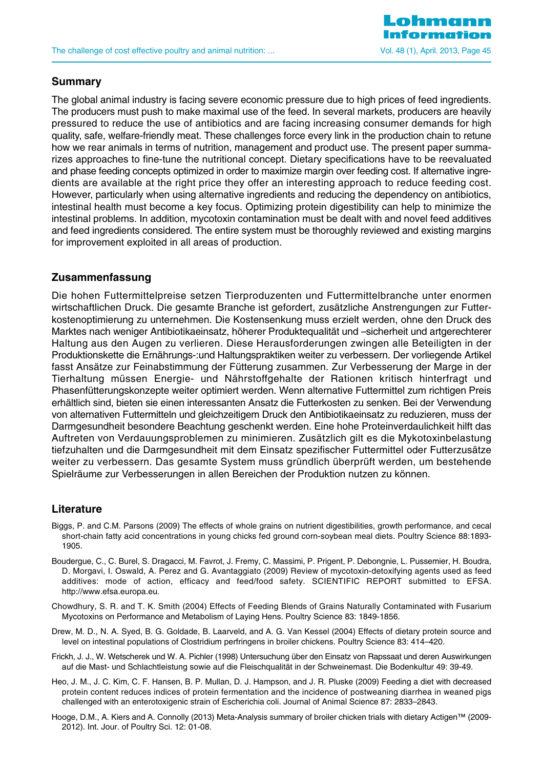## Summary

The global animal industry is facing severe economic pressure due to high prices of feed ingredients. The producers must push to make maximal use of the feed. In several markets, producers are heavily pressured to reduce the use of antibiotics and are facing increasing consumer demands for high quality, safe, welfare-friendly meat. These challenges force every link in the production chain to retune how we rear animals in terms of nutrition, management and product use. The present paper summarizes approaches to fine-tune the nutritional concept. Dietary specifications have to be reevaluated and phase feeding concepts optimized in order to maximize margin over feeding cost. If alternative ingredients are available at the right price they offer an interesting approach to reduce feeding cost. However, particularly when using alternative ingredients and reducing the dependency on antibiotics, intestinal health must become a key focus. Optimizing protein digestibility can help to minimize the intestinal problems. In addition, mycotoxin contamination must be dealt with and novel feed additives and feed ingredients considered. The entire system must be thoroughly reviewed and existing margins for improvement exploited in all areas of production.

## Zusammenfassung

Die hohen Futtermittelpreise setzen Tierproduzenten und Futtermittelbranche unter enormen wirtschaftlichen Druck. Die gesamte Branche ist gefordert, zusätzliche Anstrengungen zur Futterkostenoptimierung zu unternehmen. Die Kostensenkung muss erzielt werden, ohne den Druck des Marktes nach weniger Antibiotikaeinsatz, höherer Produktequalität und –sicherheit und artgerechterer Haltung aus den Augen zu verlieren. Diese Herausforderungen zwingen alle Beteiligten in der Produktionskette die Ernährungs-:und Haltungspraktiken weiter zu verbessern. Der vorliegende Artikel fasst Ansätze zur Feinabstimmung der Fütterung zusammen. Zur Verbesserung der Marge in der Tierhaltung müssen Energie- und Nährstoffgehalte der Rationen kritisch hinterfragt und Phasenfütterungskonzepte weiter optimiert werden. Wenn alternative Futtermittel zum richtigen Preis erhältlich sind, bieten sie einen interessanten Ansatz die Futterkosten zu senken. Bei der Verwendung von alternativen Futtermitteln und gleichzeitigem Druck den Antibiotikaeinsatz zu reduzieren, muss der Darmgesundheit besondere Beachtung geschenkt werden. Eine hohe Proteinverdaulichkeit hilft das Auftreten von Verdauungsproblemen zu minimieren. Zusätzlich gilt es die Mykotoxinbelastung tiefzuhalten und die Darmgesundheit mit dem Einsatz spezifischer Futtermittel oder Futterzusätze weiter zu verbessern. Das gesamte System muss gründlich überprüft werden, um bestehende Spielräume zur Verbesserungen in allen Bereichen der Produktion nutzen zu können.

## Literature

Biggs, P. and C.M. Parsons (2009) The effects of whole grains on nutrient digestibilities, growth performance, and cecal short-chain fatty acid concentrations in young chicks fed ground corn-soybean meal diets. Poultry Science 88:1893-1905.

Boudergue, C., C. Burel, S. Dragacci, M. Favrot, J. Fremy, C. Massimi, P. Prigent, P. Debongnie, L. Pussemier, H. Boudra, D. Morgavi, I. Oswald, A. Perez and G. Avantaggiato (2009) Review of mycotoxin-detoxifying agents used as feed additives: mode of action, efficacy and feed/food safety. SCIENTIFIC REPORT submitted to EFSA. http://www.efsa.europa.eu.

Chowdhury, S. R. and T. K. Smith (2004) Effects of Feeding Blends of Grains Naturally Contaminated with Fusarium Mycotoxins on Performance and Metabolism of Laying Hens. Poultry Science 83: 1849-1856.

Drew, M. D., N. A. Syed, B. G. Goldade, B. Laarveld, and A. G. Van Kessel (2004) Effects of dietary protein source and level on intestinal populations of Clostridium perfringens in broiler chickens. Poultry Science 83: 414–420.

Frickh, J. J., W. Wetscherek und W. A. Pichler (1998) Untersuchung über den Einsatz von Rapssaat und deren Auswirkungen auf die Mast- und Schlachtleistung sowie auf die Fleischqualität in der Schweinemast. Die Bodenkultur 49: 39-49.

Heo, J. M., J. C. Kim, C. F. Hansen, B. P. Mullan, D. J. Hampson, and J. R. Pluske (2009) Feeding a diet with decreased protein content reduces indices of protein fermentation and the incidence of postweaning diarrhea in weaned pigs challenged with an enterotoxigenic strain of Escherichia coli. Journal of Animal Science 87: 2833–2843.

Hooge, D.M., A. Kiers and A. Connolly (2013) Meta-Analysis summary of broiler chicken trials with dietary Actigen™ (2009-2012). Int. Jour. of Poultry Sci. 12: 01-08.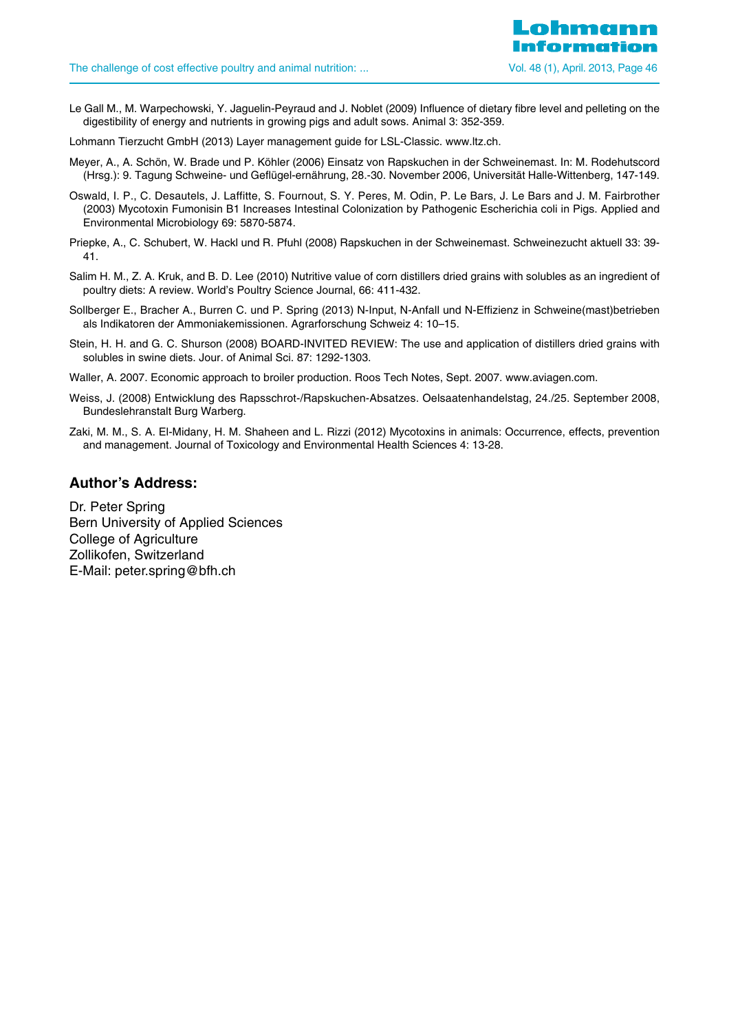Le Gall M., M. Warpechowski, Y. Jaguelin-Peyraud and J. Noblet (2009) Influence of dietary fibre level and pelleting on the digestibility of energy and nutrients in growing pigs and adult sows. Animal 3: 352-359.

Lohmann Tierzucht GmbH (2013) Layer management guide for LSL-Classic. www.ltz.ch.

Meyer, A., A. Schön, W. Brade und P. Köhler (2006) Einsatz von Rapskuchen in der Schweinemast. In: M. Rodehutscord (Hrsg.): 9. Tagung Schweine- und Geflügel-ernährung, 28.-30. November 2006, Universität Halle-Wittenberg, 147-149.

Oswald, I. P., C. Desautels, J. Laffitte, S. Fournout, S. Y. Peres, M. Odin, P. Le Bars, J. Le Bars and J. M. Fairbrother (2003) Mycotoxin Fumonisin B1 Increases Intestinal Colonization by Pathogenic Escherichia coli in Pigs. Applied and Environmental Microbiology 69: 5870-5874.

Priepke, A., C. Schubert, W. Hackl und R. Pfuhl (2008) Rapskuchen in der Schweinemast. Schweinezucht aktuell 33: 39-41.

Salim H. M., Z. A. Kruk, and B. D. Lee (2010) Nutritive value of corn distillers dried grains with solubles as an ingredient of poultry diets: A review. World's Poultry Science Journal, 66: 411-432.

Sollberger E., Bracher A., Burren C. und P. Spring (2013) N-Input, N-Anfall und N-Effizienz in Schweine(mast)betrieben als Indikatoren der Ammoniakemissionen. Agrarforschung Schweiz 4: 10–15.

Stein, H. H. and G. C. Shurson (2008) BOARD-INVITED REVIEW: The use and application of distillers dried grains with solubles in swine diets. Jour. of Animal Sci. 87: 1292-1303.

Waller, A. 2007. Economic approach to broiler production. Roos Tech Notes, Sept. 2007. www.aviagen.com.

Weiss, J. (2008) Entwicklung des Rapsschrot-/Rapskuchen-Absatzes. Oelsaatenhandelstag, 24./25. September 2008, Bundeslehranstalt Burg Warberg.

Zaki, M. M., S. A. El-Midany, H. M. Shaheen and L. Rizzi (2012) Mycotoxins in animals: Occurrence, effects, prevention and management. Journal of Toxicology and Environmental Health Sciences 4: 13-28.

## Author's Address:

Dr. Peter Spring
Bern University of Applied Sciences
College of Agriculture
Zollikofen, Switzerland
E-Mail: peter.spring@bfh.ch